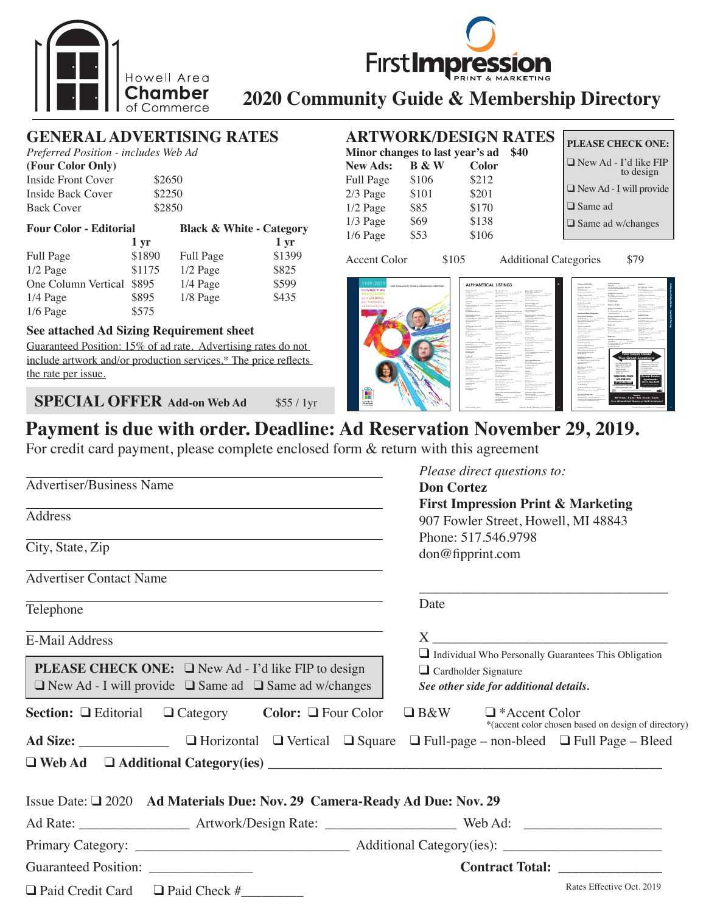Howell Area Chamber of Commerce

First Impression PRINT & MARKETING

# 2020 Community Guide & Membership Directory

## GENERAL ADVERTISING RATES

*Preferred Position - includes Web Ad*

**(Four Color Only)**

| | |
|---|---|
| Inside Front Cover | $2650 |
| Inside Back Cover | $2250 |
| Back Cover | $2850 |

| **Four Color - Editorial** | **1 yr** | **Black & White - Category** | **1 yr** |
|---|---|---|---|
| Full Page | $1890 | Full Page | $1399 |
| 1/2 Page | $1175 | 1/2 Page | $825 |
| One Column Vertical | $895 | 1/4 Page | $599 |
| 1/4 Page | $895 | 1/8 Page | $435 |
| 1/6 Page | $575 | | |

**See attached Ad Sizing Requirement sheet**

Guaranteed Position: 15% of ad rate. Advertising rates do not include artwork and/or production services.* The price reflects the rate per issue.

**SPECIAL OFFER Add-on Web Ad** $55 / 1yr

## ARTWORK/DESIGN RATES

**Minor changes to last year's ad $40**

| **New Ads:** | **B & W** | **Color** |
|---|---|---|
| Full Page | $106 | $212 |
| 2/3 Page | $101 | $201 |
| 1/2 Page | $85 | $170 |
| 1/3 Page | $69 | $138 |
| 1/6 Page | $53 | $106 |

Accent Color $105 Additional Categories $79

**PLEASE CHECK ONE:**

- ❑ New Ad - I'd like FIP to design
- ❑ New Ad - I will provide
- ❑ Same ad
- ❑ Same ad w/changes

# Payment is due with order. Deadline: Ad Reservation November 29, 2019.

For credit card payment, please complete enclosed form & return with this agreement

Advertiser/Business Name ______________________

Address ______________________

City, State, Zip ______________________

Advertiser Contact Name ______________________

Telephone ______________________

E-Mail Address ______________________

*Please direct questions to:*
**Don Cortez**
**First Impression Print & Marketing**
907 Fowler Street, Howell, MI 48843
Phone: 517.546.9798
don@fipprint.com

______________________
Date

X ______________________

❑ Individual Who Personally Guarantees This Obligation
❑ Cardholder Signature

***See other side for additional details.***

**PLEASE CHECK ONE:** ❑ New Ad - I'd like FIP to design ❑ New Ad - I will provide ❑ Same ad ❑ Same ad w/changes

**Section:** ❑ Editorial ❑ Category **Color:** ❑ Four Color ❑ B&W ❑ *Accent Color
*(accent color chosen based on design of directory)

**Ad Size:** ____________ ❑ Horizontal ❑ Vertical ❑ Square ❑ Full-page – non-bleed ❑ Full Page – Bleed

❑ **Web Ad** ❑ **Additional Category(ies)** ______________________

Issue Date: ❑ 2020 **Ad Materials Due: Nov. 29 Camera-Ready Ad Due: Nov. 29**

Ad Rate: ______________ Artwork/Design Rate: ________________ Web Ad: __________________

Primary Category: ____________________________ Additional Category(ies): ______________________

Guaranteed Position: ______________ **Contract Total:** ______________

❑ Paid Credit Card ❑ Paid Check #_________

Rates Effective Oct. 2019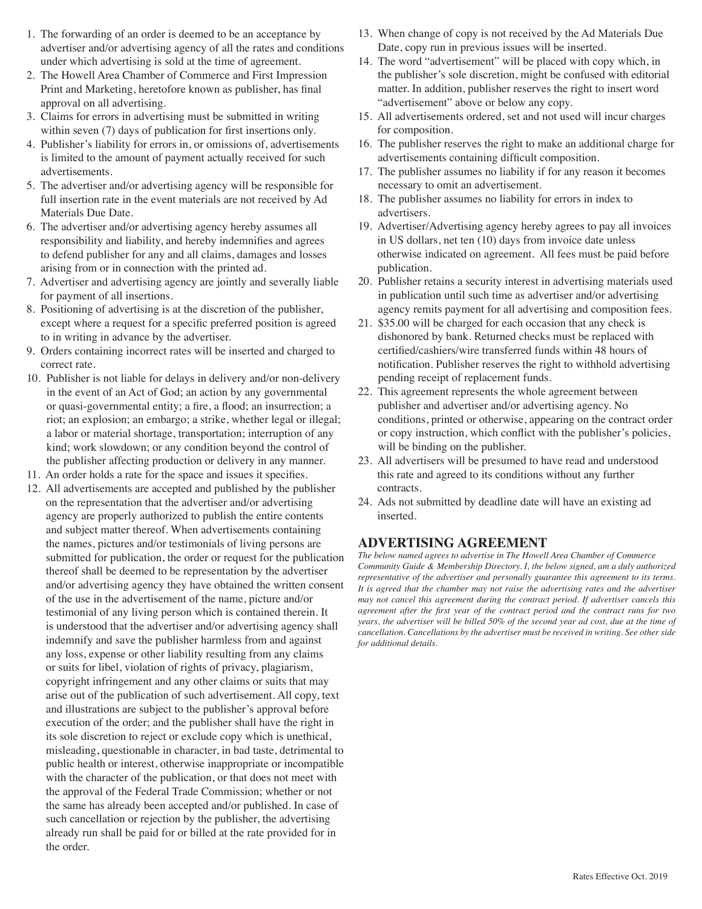1. The forwarding of an order is deemed to be an acceptance by advertiser and/or advertising agency of all the rates and conditions under which advertising is sold at the time of agreement.
2. The Howell Area Chamber of Commerce and First Impression Print and Marketing, heretofore known as publisher, has final approval on all advertising.
3. Claims for errors in advertising must be submitted in writing within seven (7) days of publication for first insertions only.
4. Publisher's liability for errors in, or omissions of, advertisements is limited to the amount of payment actually received for such advertisements.
5. The advertiser and/or advertising agency will be responsible for full insertion rate in the event materials are not received by Ad Materials Due Date.
6. The advertiser and/or advertising agency hereby assumes all responsibility and liability, and hereby indemnifies and agrees to defend publisher for any and all claims, damages and losses arising from or in connection with the printed ad.
7. Advertiser and advertising agency are jointly and severally liable for payment of all insertions.
8. Positioning of advertising is at the discretion of the publisher, except where a request for a specific preferred position is agreed to in writing in advance by the advertiser.
9. Orders containing incorrect rates will be inserted and charged to correct rate.
10. Publisher is not liable for delays in delivery and/or non-delivery in the event of an Act of God; an action by any governmental or quasi-governmental entity; a fire, a flood; an insurrection; a riot; an explosion; an embargo; a strike, whether legal or illegal; a labor or material shortage, transportation; interruption of any kind; work slowdown; or any condition beyond the control of the publisher affecting production or delivery in any manner.
11. An order holds a rate for the space and issues it specifies.
12. All advertisements are accepted and published by the publisher on the representation that the advertiser and/or advertising agency are properly authorized to publish the entire contents and subject matter thereof. When advertisements containing the names, pictures and/or testimonials of living persons are submitted for publication, the order or request for the publication thereof shall be deemed to be representation by the advertiser and/or advertising agency they have obtained the written consent of the use in the advertisement of the name, picture and/or testimonial of any living person which is contained therein. It is understood that the advertiser and/or advertising agency shall indemnify and save the publisher harmless from and against any loss, expense or other liability resulting from any claims or suits for libel, violation of rights of privacy, plagiarism, copyright infringement and any other claims or suits that may arise out of the publication of such advertisement. All copy, text and illustrations are subject to the publisher's approval before execution of the order; and the publisher shall have the right in its sole discretion to reject or exclude copy which is unethical, misleading, questionable in character, in bad taste, detrimental to public health or interest, otherwise inappropriate or incompatible with the character of the publication, or that does not meet with the approval of the Federal Trade Commission; whether or not the same has already been accepted and/or published. In case of such cancellation or rejection by the publisher, the advertising already run shall be paid for or billed at the rate provided for in the order.
13. When change of copy is not received by the Ad Materials Due Date, copy run in previous issues will be inserted.
14. The word "advertisement" will be placed with copy which, in the publisher's sole discretion, might be confused with editorial matter. In addition, publisher reserves the right to insert word "advertisement" above or below any copy.
15. All advertisements ordered, set and not used will incur charges for composition.
16. The publisher reserves the right to make an additional charge for advertisements containing difficult composition.
17. The publisher assumes no liability if for any reason it becomes necessary to omit an advertisement.
18. The publisher assumes no liability for errors in index to advertisers.
19. Advertiser/Advertising agency hereby agrees to pay all invoices in US dollars, net ten (10) days from invoice date unless otherwise indicated on agreement. All fees must be paid before publication.
20. Publisher retains a security interest in advertising materials used in publication until such time as advertiser and/or advertising agency remits payment for all advertising and composition fees.
21. $35.00 will be charged for each occasion that any check is dishonored by bank. Returned checks must be replaced with certified/cashiers/wire transferred funds within 48 hours of notification. Publisher reserves the right to withhold advertising pending receipt of replacement funds.
22. This agreement represents the whole agreement between publisher and advertiser and/or advertising agency. No conditions, printed or otherwise, appearing on the contract order or copy instruction, which conflict with the publisher's policies, will be binding on the publisher.
23. All advertisers will be presumed to have read and understood this rate and agreed to its conditions without any further contracts.
24. Ads not submitted by deadline date will have an existing ad inserted.

## ADVERTISING AGREEMENT

*The below named agrees to advertise in The Howell Area Chamber of Commerce Community Guide & Membership Directory. I, the below signed, am a duly authorized representative of the advertiser and personally guarantee this agreement to its terms. It is agreed that the chamber may not raise the advertising rates and the advertiser may not cancel this agreement during the contract period. If advertiser cancels this agreement after the first year of the contract period and the contract runs for two years, the advertiser will be billed 50% of the second year ad cost, due at the time of cancellation. Cancellations by the advertiser must be received in writing. See other side for additional details.*

Rates Effective Oct. 2019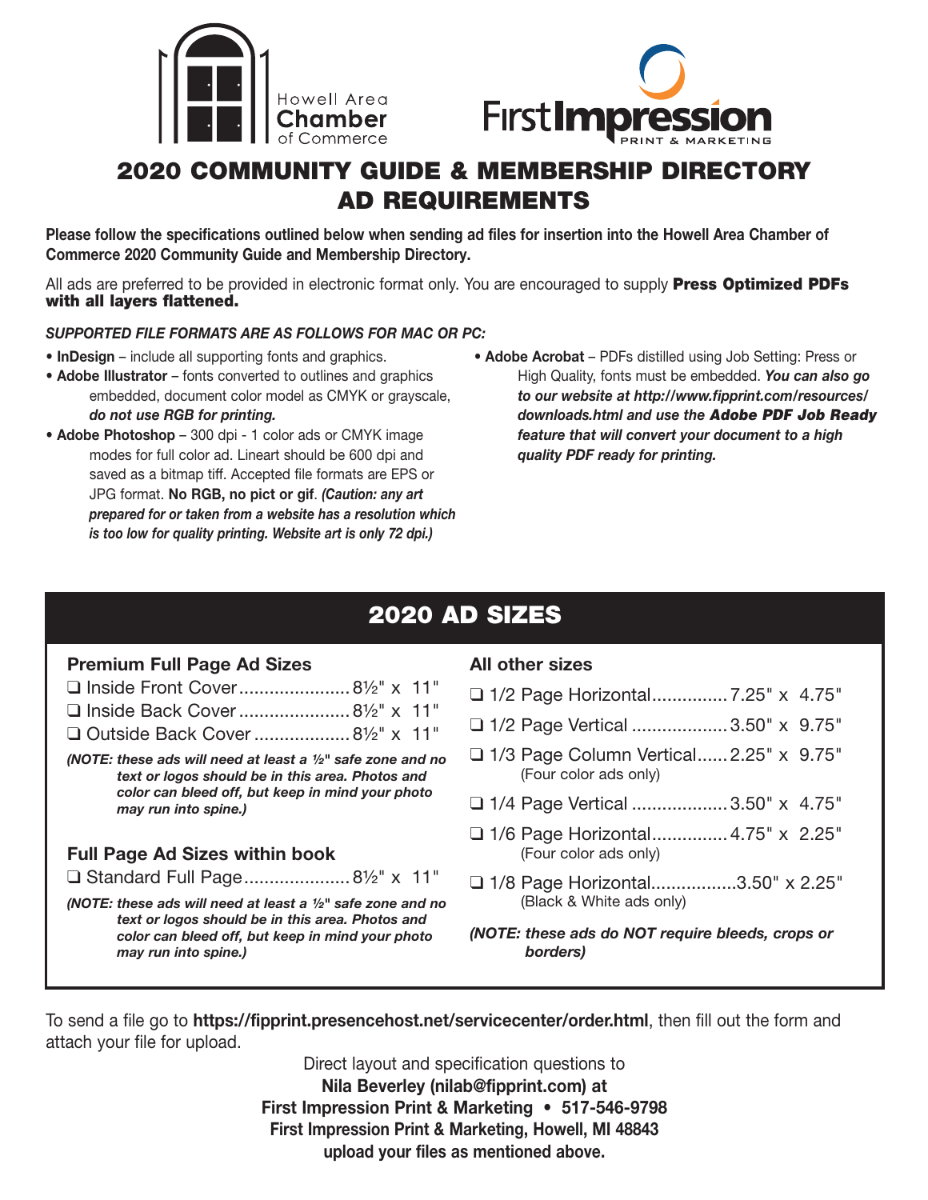Howell Area Chamber of Commerce

First Impression PRINT & MARKETING

# 2020 COMMUNITY GUIDE & MEMBERSHIP DIRECTORY AD REQUIREMENTS

**Please follow the specifications outlined below when sending ad files for insertion into the Howell Area Chamber of Commerce 2020 Community Guide and Membership Directory.**

All ads are preferred to be provided in electronic format only. You are encouraged to supply **Press Optimized PDFs with all layers flattened.**

***SUPPORTED FILE FORMATS ARE AS FOLLOWS FOR MAC OR PC:***

- **InDesign** – include all supporting fonts and graphics.
- **Adobe Illustrator** – fonts converted to outlines and graphics embedded, document color model as CMYK or grayscale, ***do not use RGB for printing.***
- **Adobe Photoshop** – 300 dpi - 1 color ads or CMYK image modes for full color ad. Lineart should be 600 dpi and saved as a bitmap tiff. Accepted file formats are EPS or JPG format. **No RGB, no pict or gif**. ***(Caution: any art prepared for or taken from a website has a resolution which is too low for quality printing. Website art is only 72 dpi.)***
- **Adobe Acrobat** – PDFs distilled using Job Setting: Press or High Quality, fonts must be embedded. ***You can also go to our website at http://www.fipprint.com/resources/downloads.html and use the Adobe PDF Job Ready feature that will convert your document to a high quality PDF ready for printing.***

## 2020 AD SIZES

### Premium Full Page Ad Sizes

- ❑ Inside Front Cover...................... 8½" x 11"
- ❑ Inside Back Cover...................... 8½" x 11"
- ❑ Outside Back Cover................... 8½" x 11"

***(NOTE: these ads will need at least a ½" safe zone and no text or logos should be in this area. Photos and color can bleed off, but keep in mind your photo may run into spine.)***

### Full Page Ad Sizes within book

- ❑ Standard Full Page..................... 8½" x 11"

***(NOTE: these ads will need at least a ½" safe zone and no text or logos should be in this area. Photos and color can bleed off, but keep in mind your photo may run into spine.)***

### All other sizes

- ❑ 1/2 Page Horizontal............... 7.25" x 4.75"
- ❑ 1/2 Page Vertical................... 3.50" x 9.75"
- ❑ 1/3 Page Column Vertical...... 2.25" x 9.75" (Four color ads only)
- ❑ 1/4 Page Vertical................... 3.50" x 4.75"
- ❑ 1/6 Page Horizontal............... 4.75" x 2.25" (Four color ads only)
- ❑ 1/8 Page Horizontal.................3.50" x 2.25" (Black & White ads only)

***(NOTE: these ads do NOT require bleeds, crops or borders)***

To send a file go to **https://fipprint.presencehost.net/servicecenter/order.html**, then fill out the form and attach your file for upload.

Direct layout and specification questions to
**Nila Beverley (nilab@fipprint.com) at**
**First Impression Print & Marketing • 517-546-9798**
**First Impression Print & Marketing, Howell, MI 48843**
**upload your files as mentioned above.**